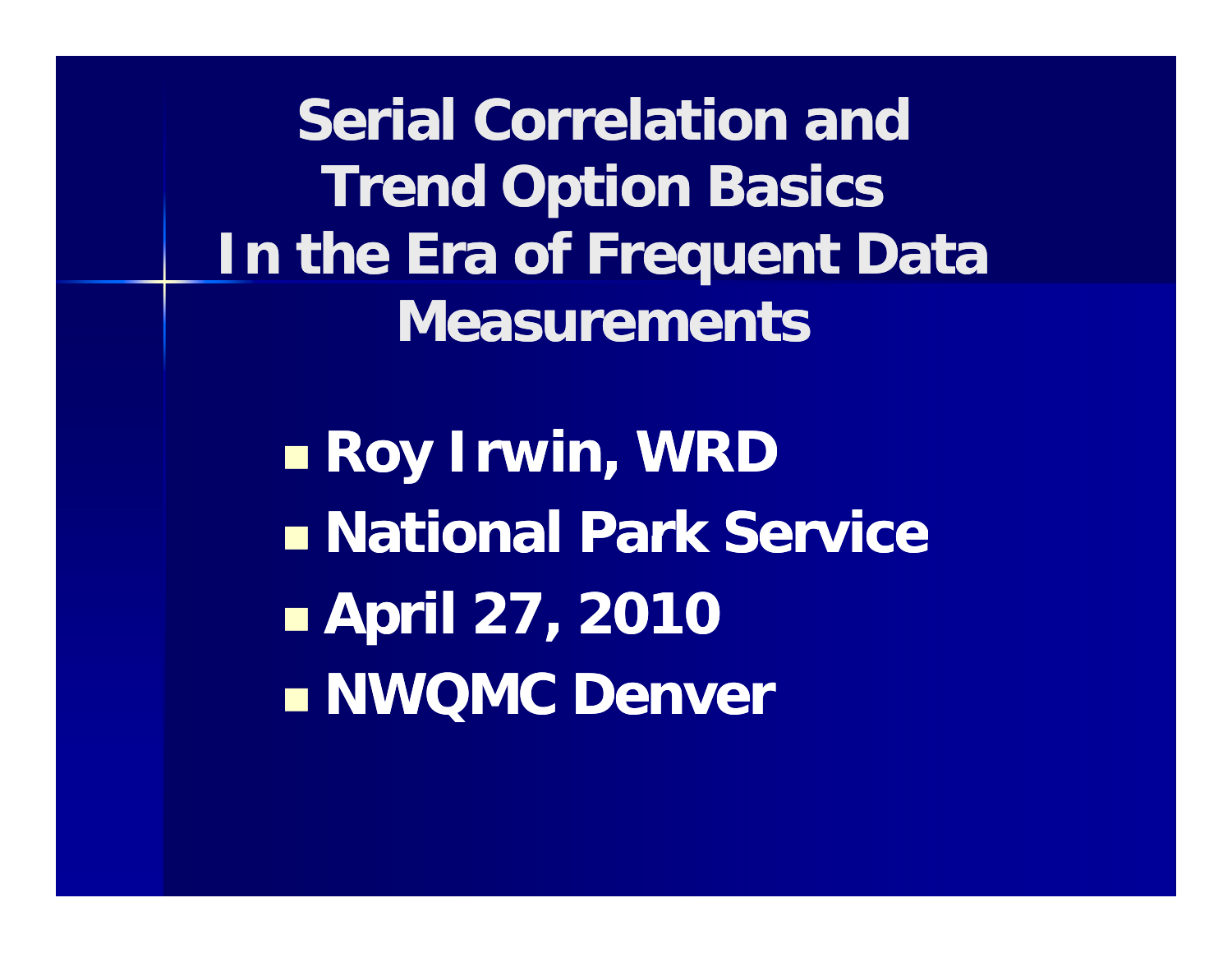# Serial Correlation and Trend Option Basics In the Era of Frequent Data Measurements

- Roy Irwin, WRD
- National Park Service
- April 27, 2010
- NWQMC Denver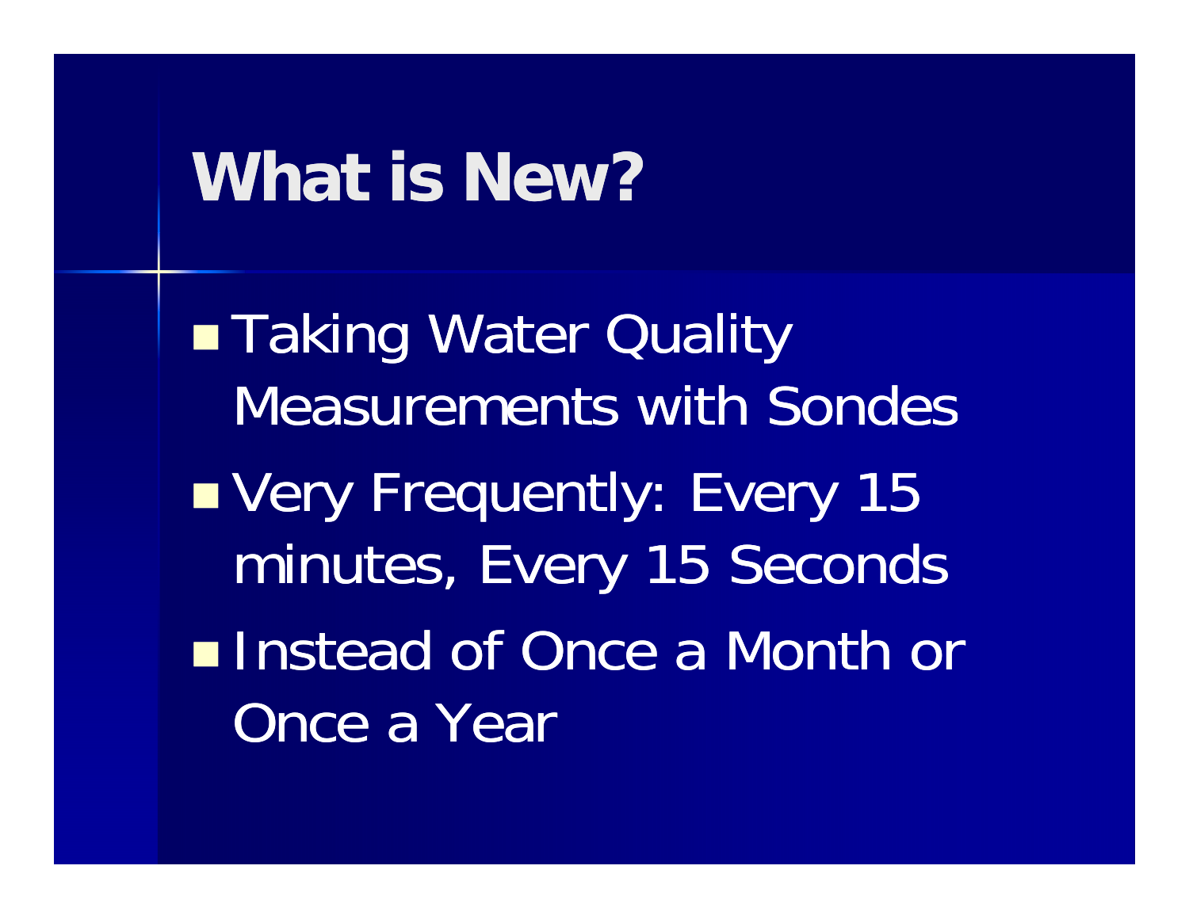# What is New?

- Taking Water Quality Measurements with Sondes
- Very Frequently: Every 15 minutes, Every 15 Seconds
- Instead of Once a Month or Once a Year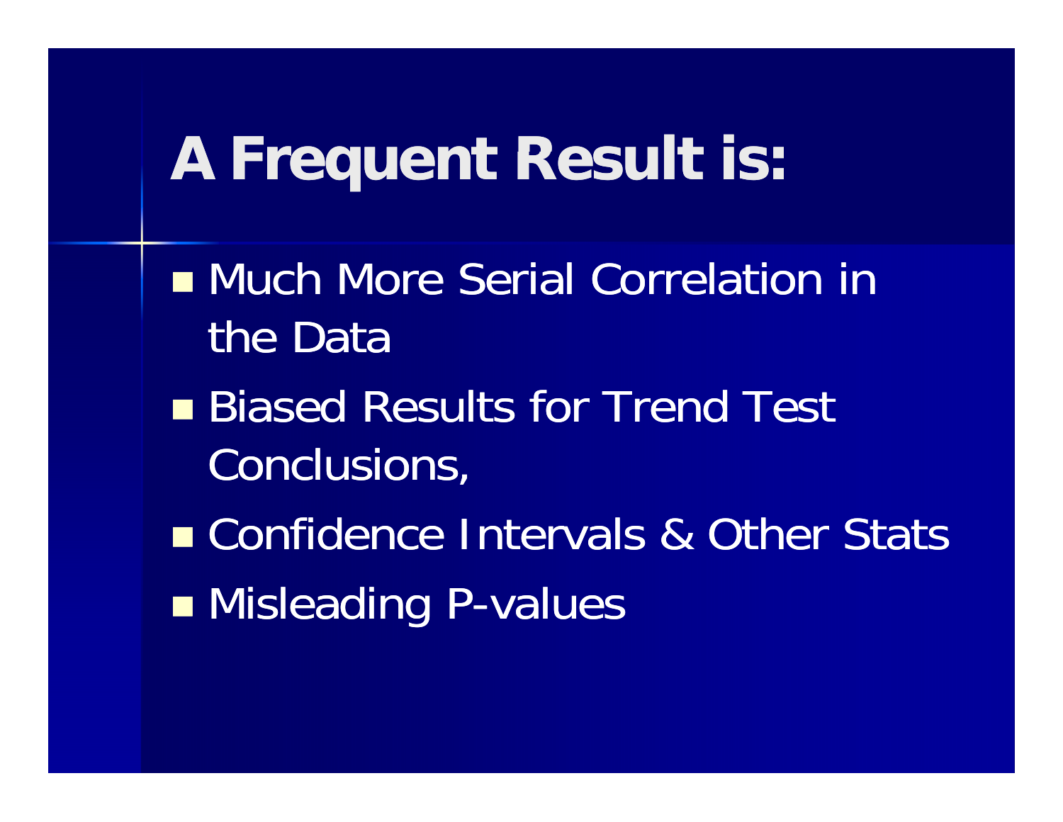# A Frequent Result is:

- Much More Serial Correlation in the Data
- Biased Results for Trend Test Conclusions,
- Confidence Intervals & Other Stats
- Misleading P-values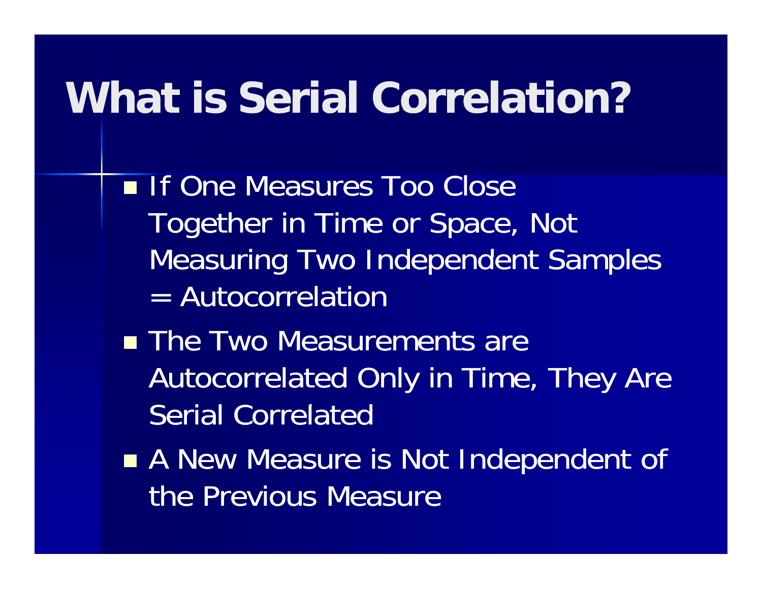# What is Serial Correlation?

- If One Measures Too Close Together in Time or Space, Not Measuring Two Independent Samples = Autocorrelation
- The Two Measurements are Autocorrelated Only in Time, They Are Serial Correlated
- A New Measure is Not Independent of the Previous Measure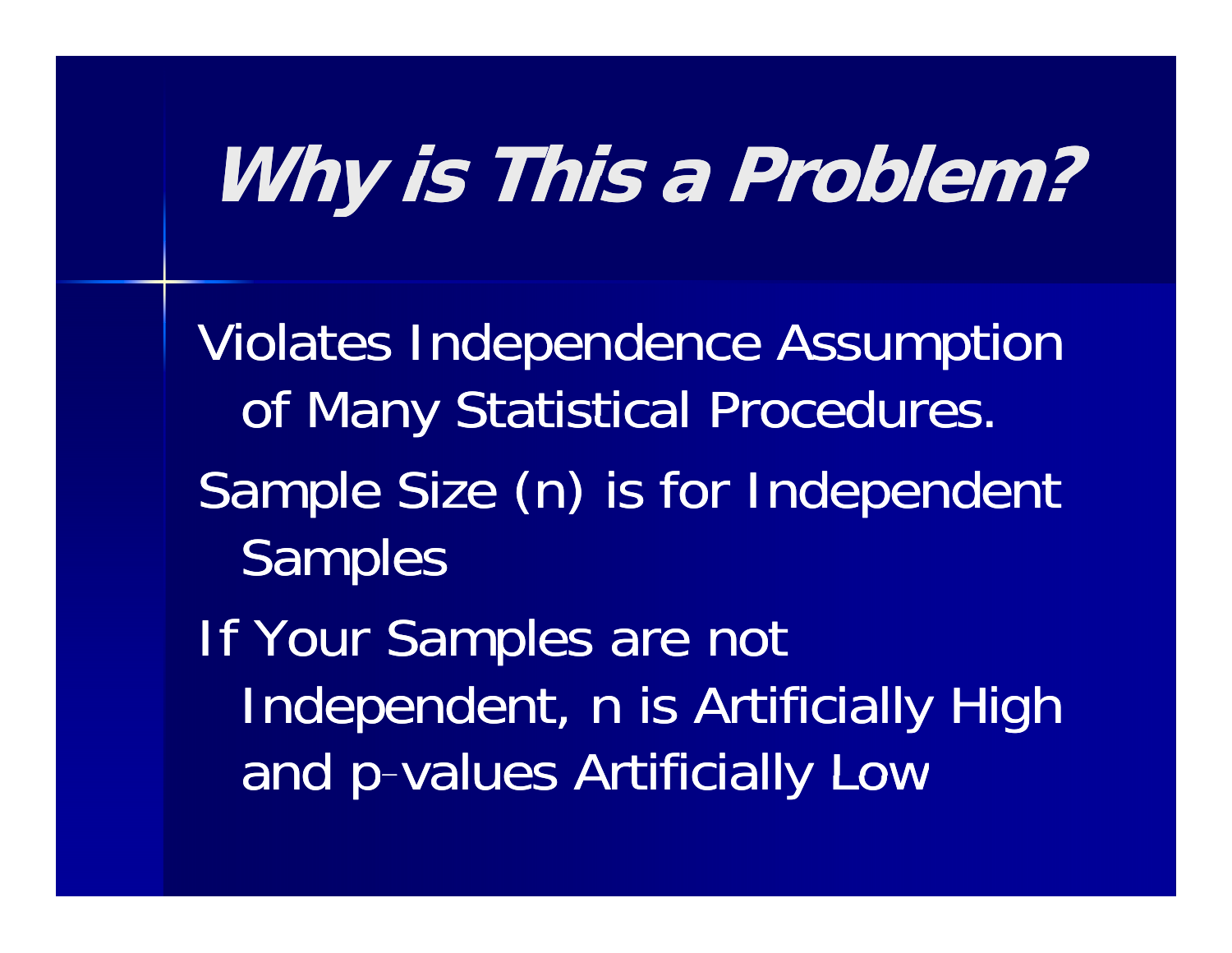# Why is This a Problem?

- Violates Independence Assumption of Many Statistical Procedures.
- Sample Size (n) is for Independent Samples
- If Your Samples are not Independent, n is Artificially High and p-values Artificially Low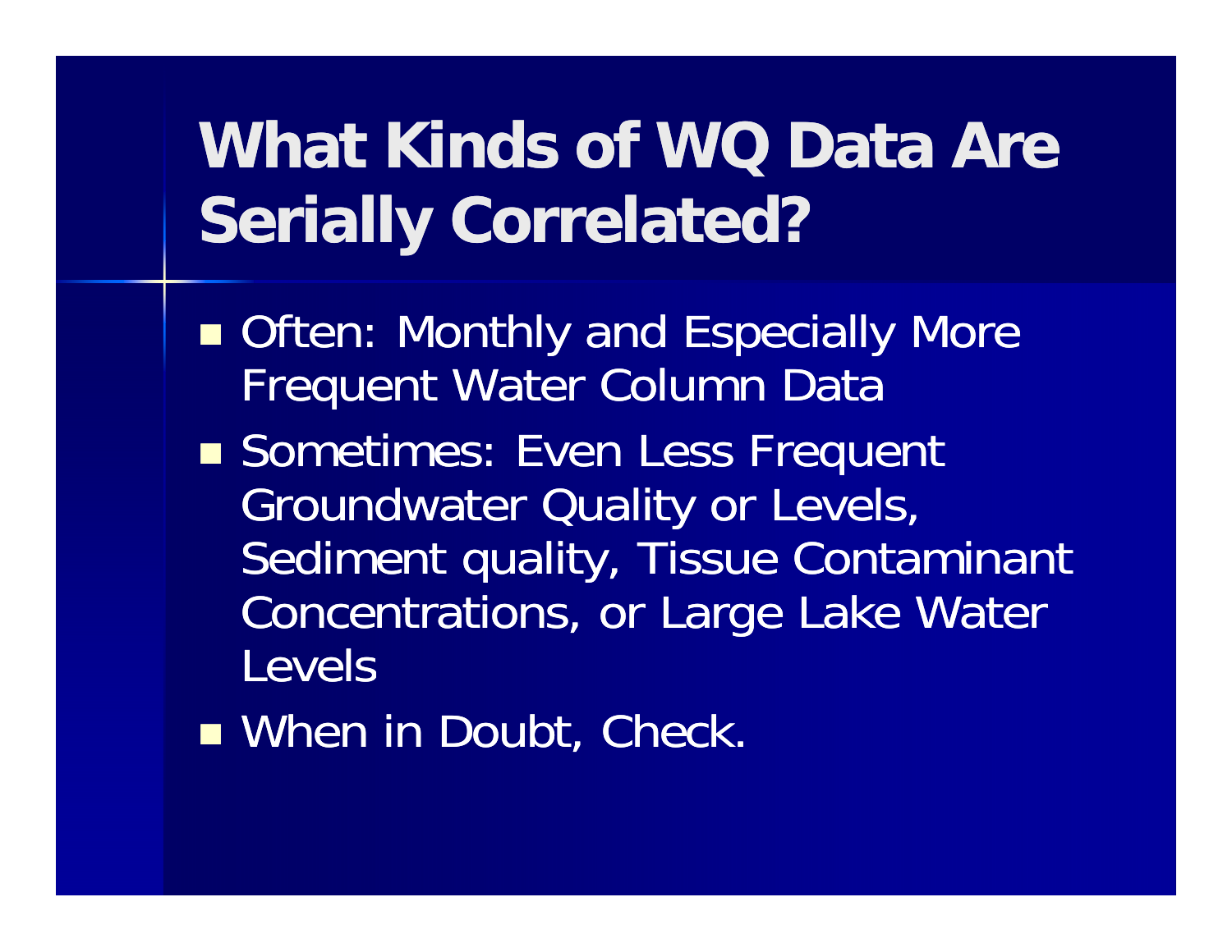# What Kinds of WQ Data Are Serially Correlated?

- Often: Monthly and Especially More Frequent Water Column Data
- Sometimes: Even Less Frequent Groundwater Quality or Levels, Sediment quality, Tissue Contaminant Concentrations, or Large Lake Water Levels
- When in Doubt, Check.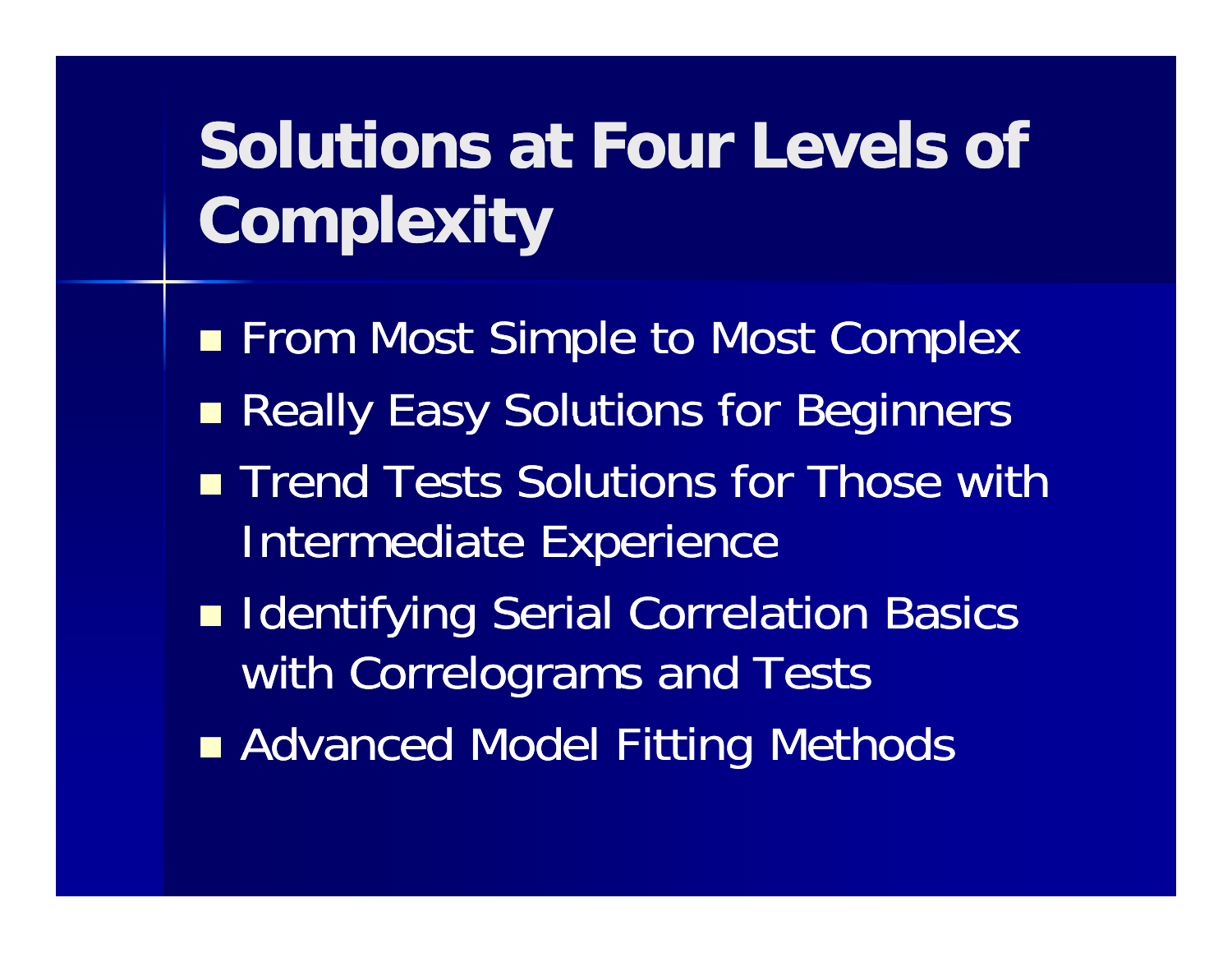# Solutions at Four Levels of Complexity

- From Most Simple to Most Complex
- Really Easy Solutions for Beginners
- Trend Tests Solutions for Those with Intermediate Experience
- Identifying Serial Correlation Basics with Correlograms and Tests
- Advanced Model Fitting Methods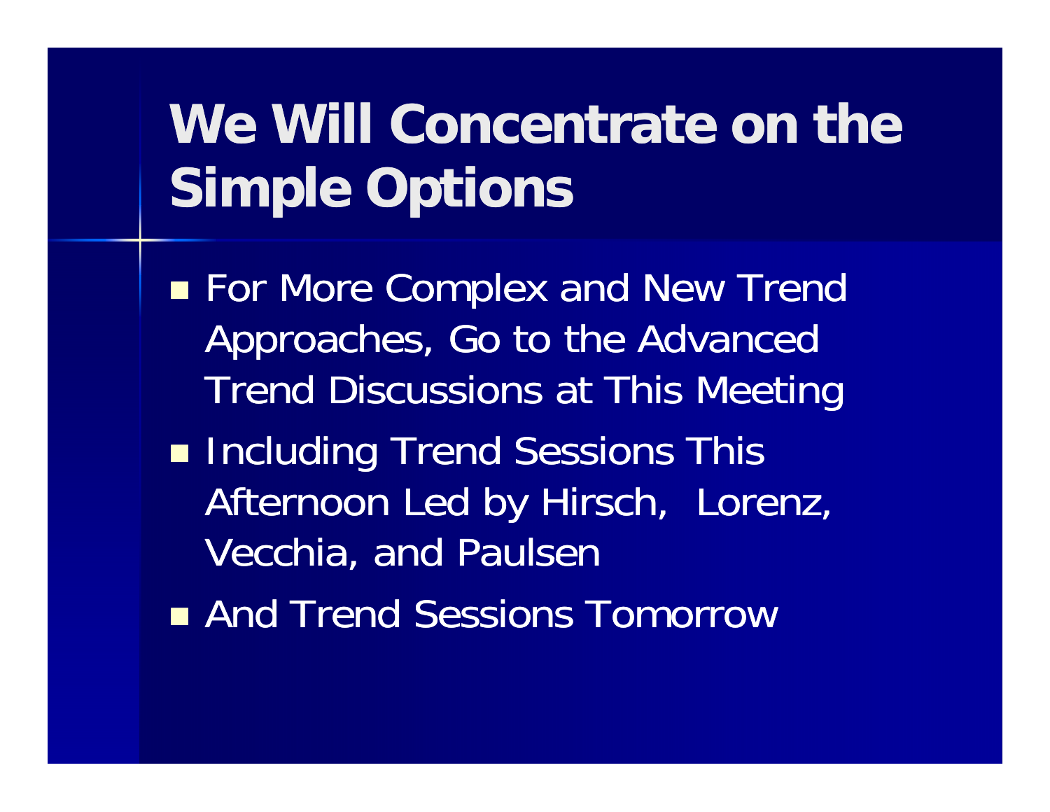# We Will Concentrate on the Simple Options

- For More Complex and New Trend Approaches, Go to the Advanced Trend Discussions at This Meeting
- Including Trend Sessions This Afternoon Led by Hirsch,  Lorenz, Vecchia, and Paulsen
- And Trend Sessions Tomorrow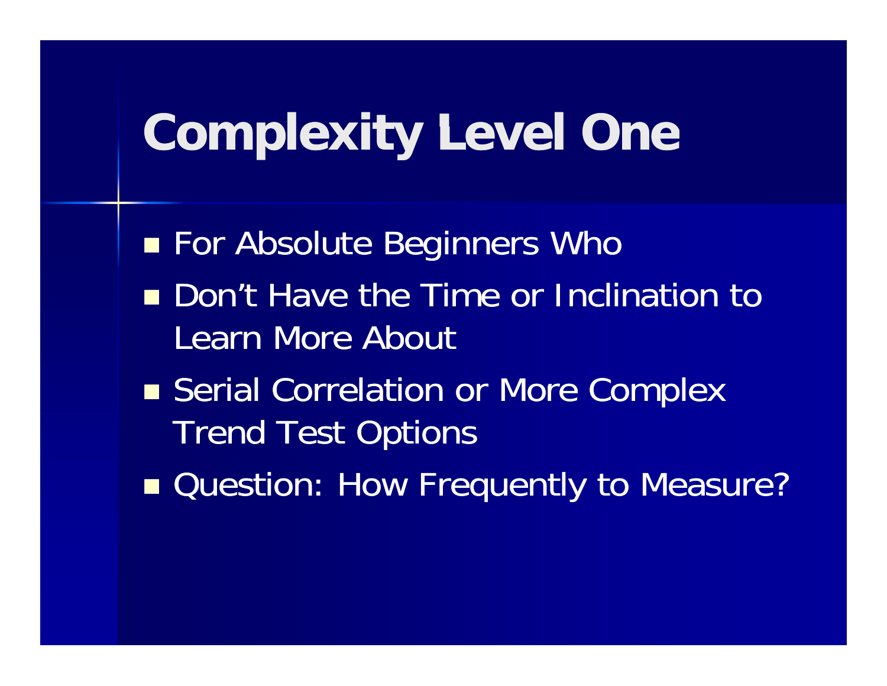# Complexity Level One

- For Absolute Beginners Who
- Don't Have the Time or Inclination to Learn More About
- Serial Correlation or More Complex Trend Test Options
- Question: How Frequently to Measure?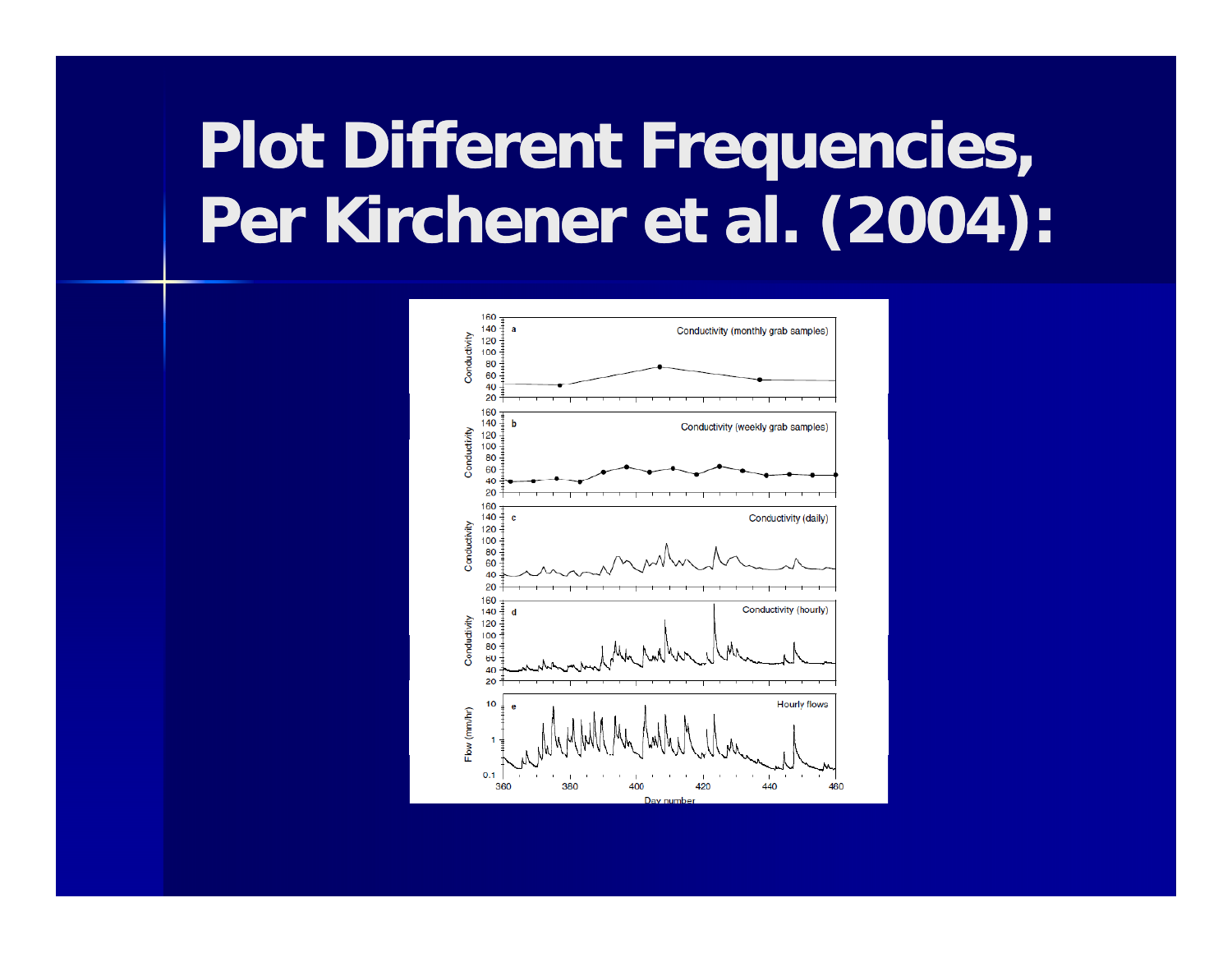# Plot Different Frequencies, Per Kirchener et al. (2004):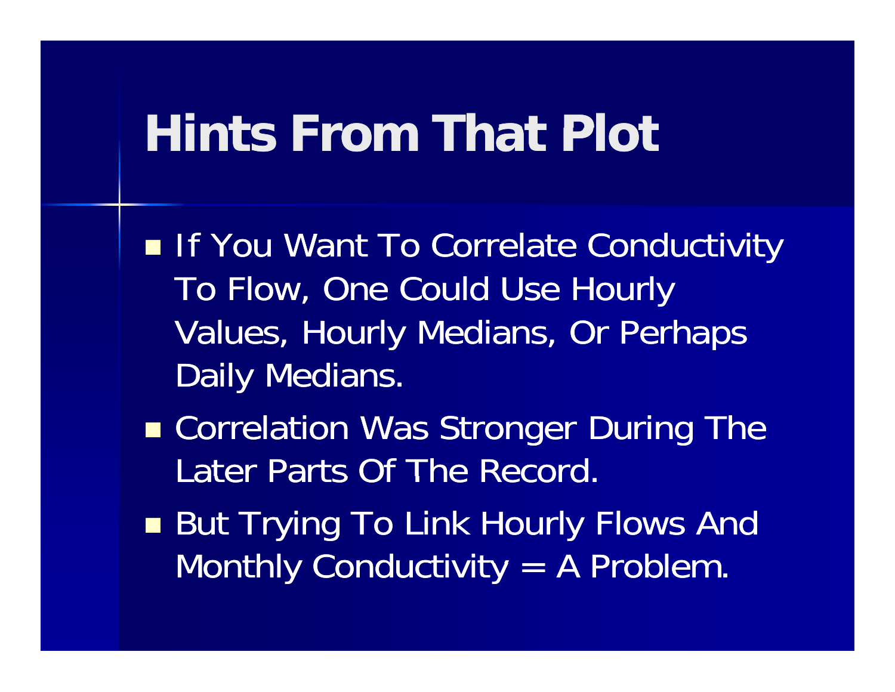# Hints From That Plot

- If You Want To Correlate Conductivity To Flow, One Could Use Hourly Values, Hourly Medians, Or Perhaps Daily Medians.
- Correlation Was Stronger During The Later Parts Of The Record.
- But Trying To Link Hourly Flows And Monthly Conductivity = A Problem.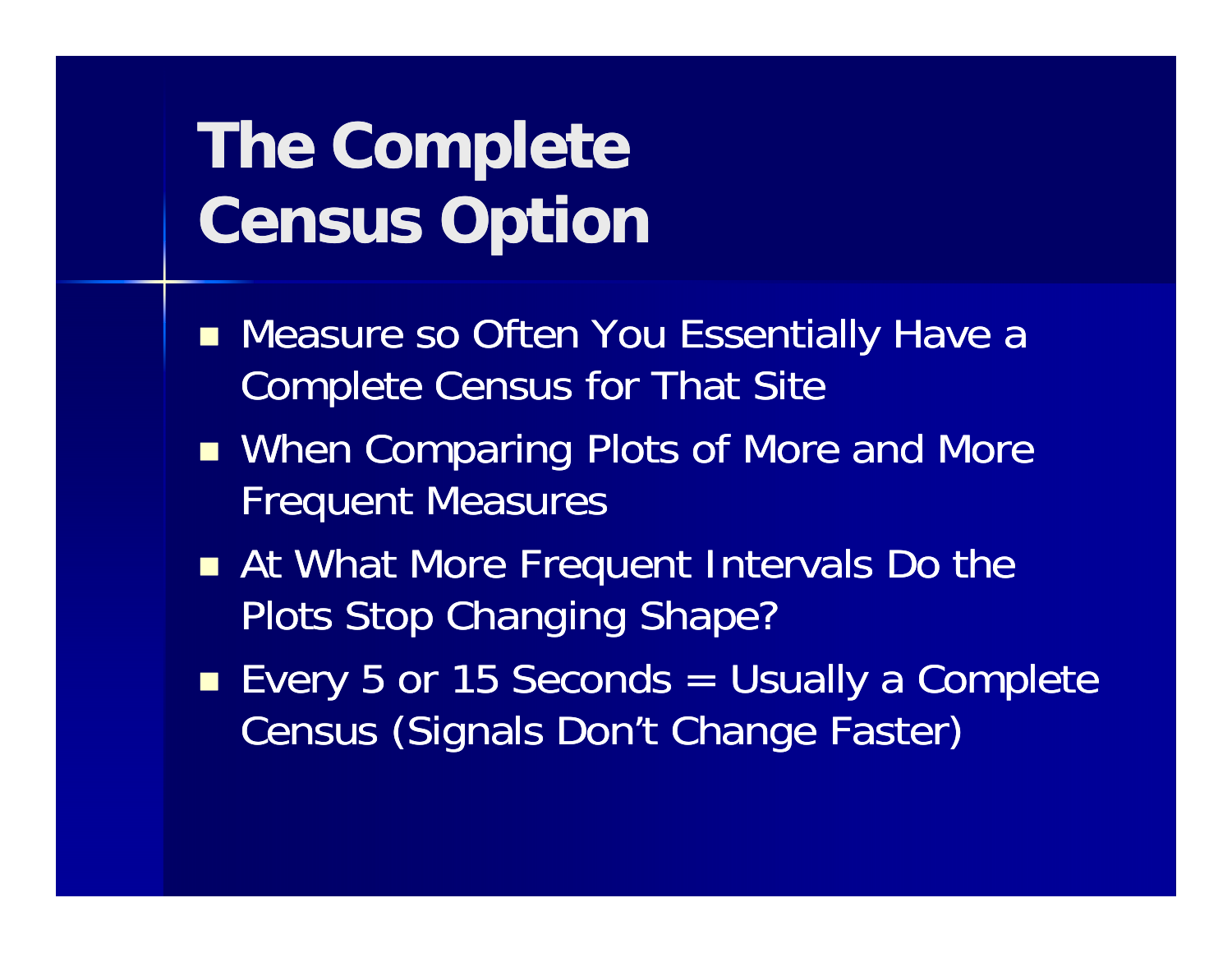# The Complete Census Option

- Measure so Often You Essentially Have a Complete Census for That Site
- When Comparing Plots of More and More Frequent Measures
- At What More Frequent Intervals Do the Plots Stop Changing Shape?
- Every 5 or 15 Seconds = Usually a Complete Census (Signals Don't Change Faster)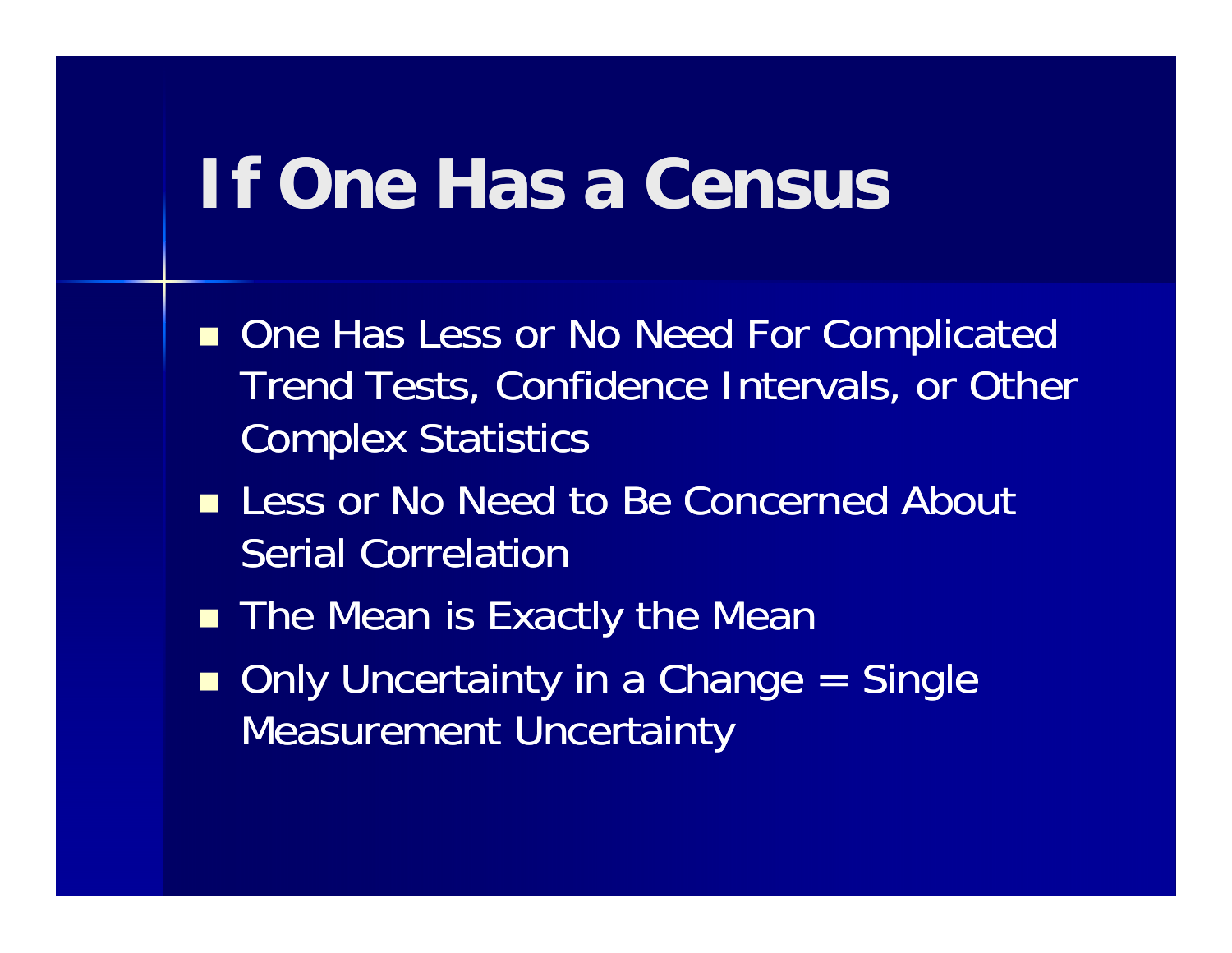# If One Has a Census

- One Has Less or No Need For Complicated Trend Tests, Confidence Intervals, or Other Complex Statistics
- Less or No Need to Be Concerned About Serial Correlation
- The Mean is Exactly the Mean
- Only Uncertainty in a Change = Single Measurement Uncertainty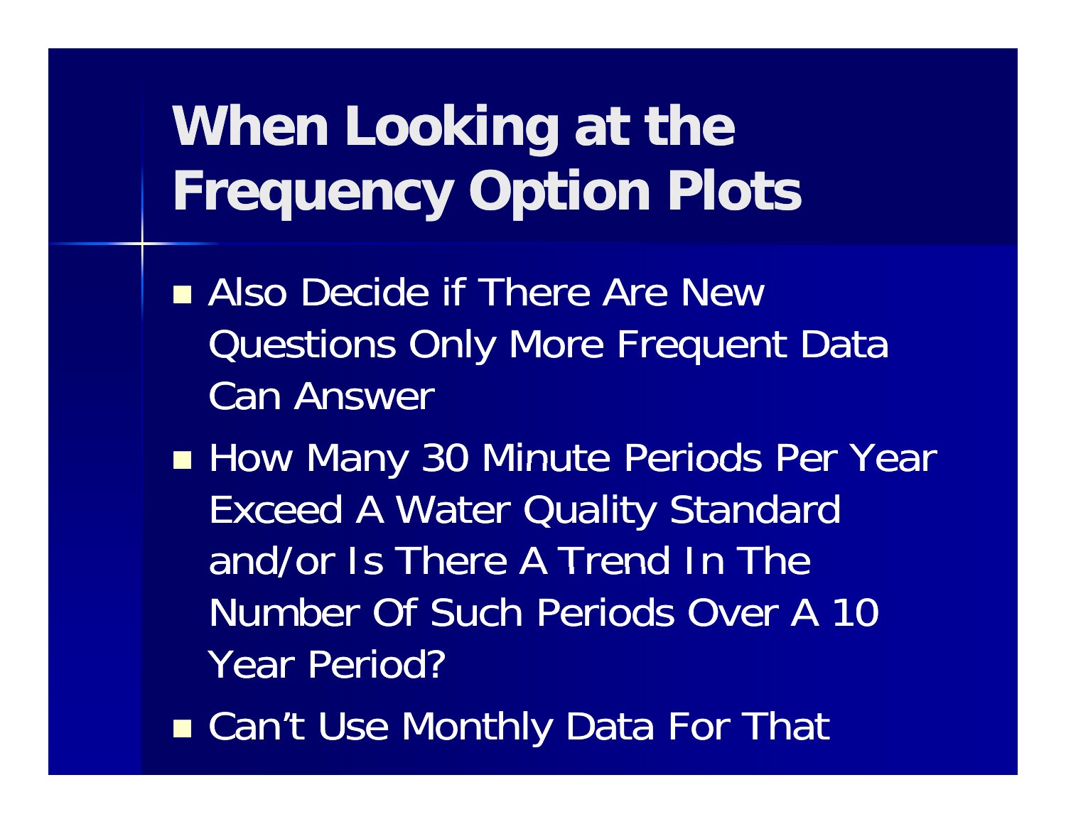# When Looking at the Frequency Option Plots

- Also Decide if There Are New Questions Only More Frequent Data Can Answer
- How Many 30 Minute Periods Per Year Exceed A Water Quality Standard and/or Is There A Trend In The Number Of Such Periods Over A 10 Year Period?
- Can't Use Monthly Data For That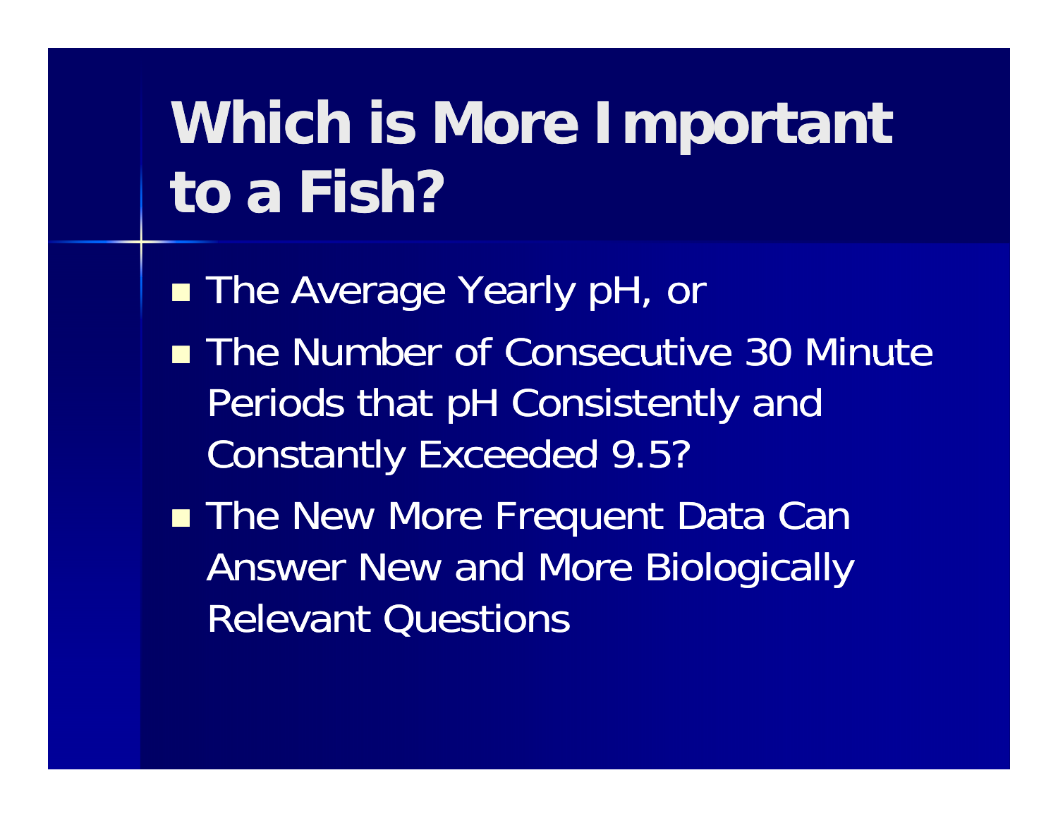# Which is More Important to a Fish?

- The Average Yearly pH, or
- The Number of Consecutive 30 Minute Periods that pH Consistently and Constantly Exceeded 9.5?
- The New More Frequent Data Can Answer New and More Biologically Relevant Questions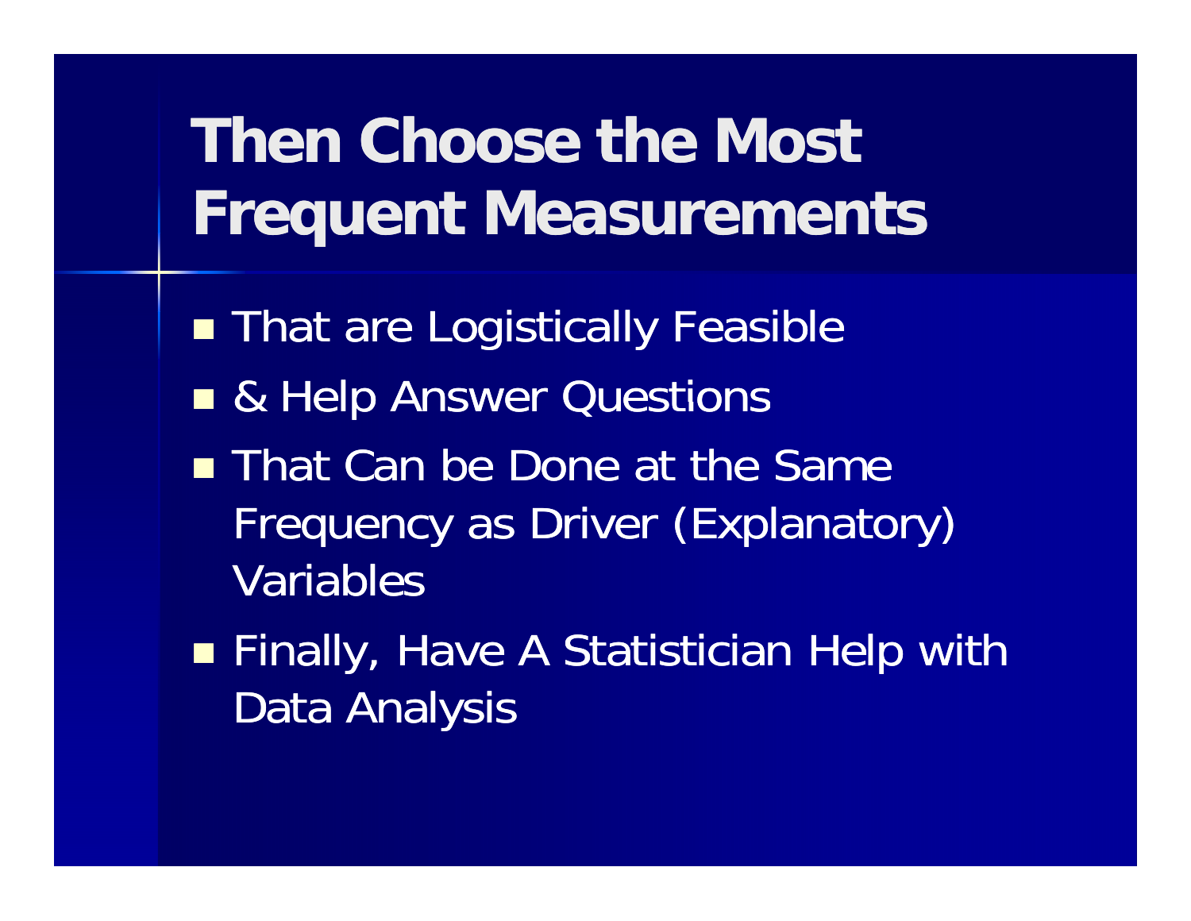# Then Choose the Most Frequent Measurements

- That are Logistically Feasible
- & Help Answer Questions
- That Can be Done at the Same Frequency as Driver (Explanatory) Variables
- Finally, Have A Statistician Help with Data Analysis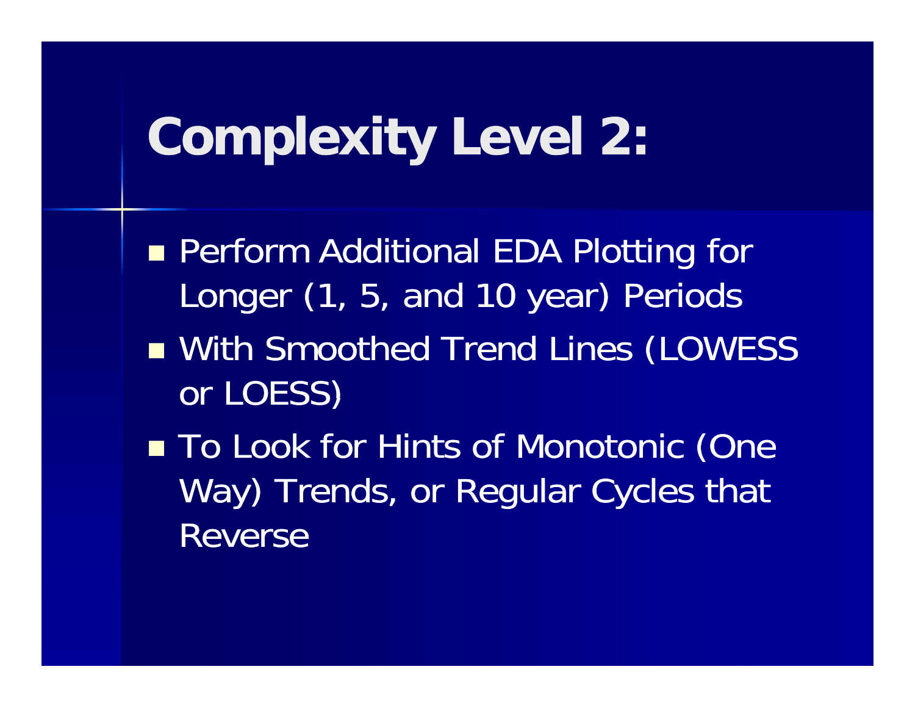# Complexity Level 2:

- Perform Additional EDA Plotting for Longer (1, 5, and 10 year) Periods
- With Smoothed Trend Lines (LOWESS or LOESS)
- To Look for Hints of Monotonic (One Way) Trends, or Regular Cycles that Reverse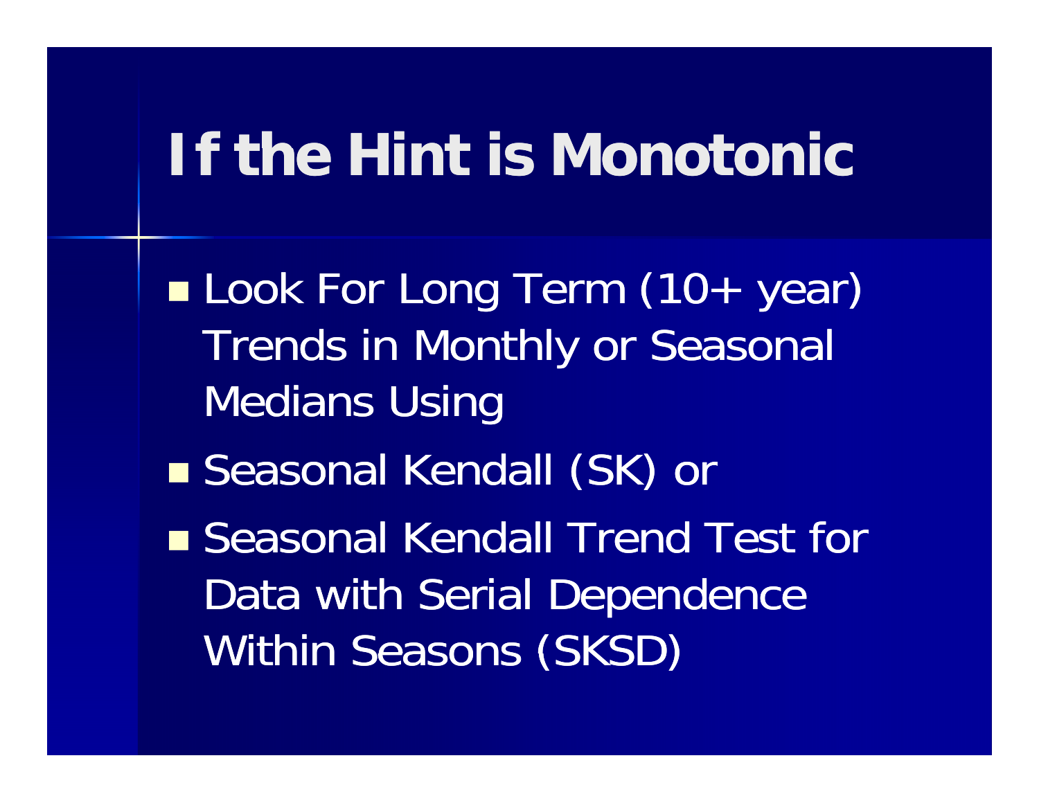# If the Hint is Monotonic

- Look For Long Term (10+ year) Trends in Monthly or Seasonal Medians Using
- Seasonal Kendall (SK) or
- Seasonal Kendall Trend Test for Data with Serial Dependence Within Seasons (SKSD)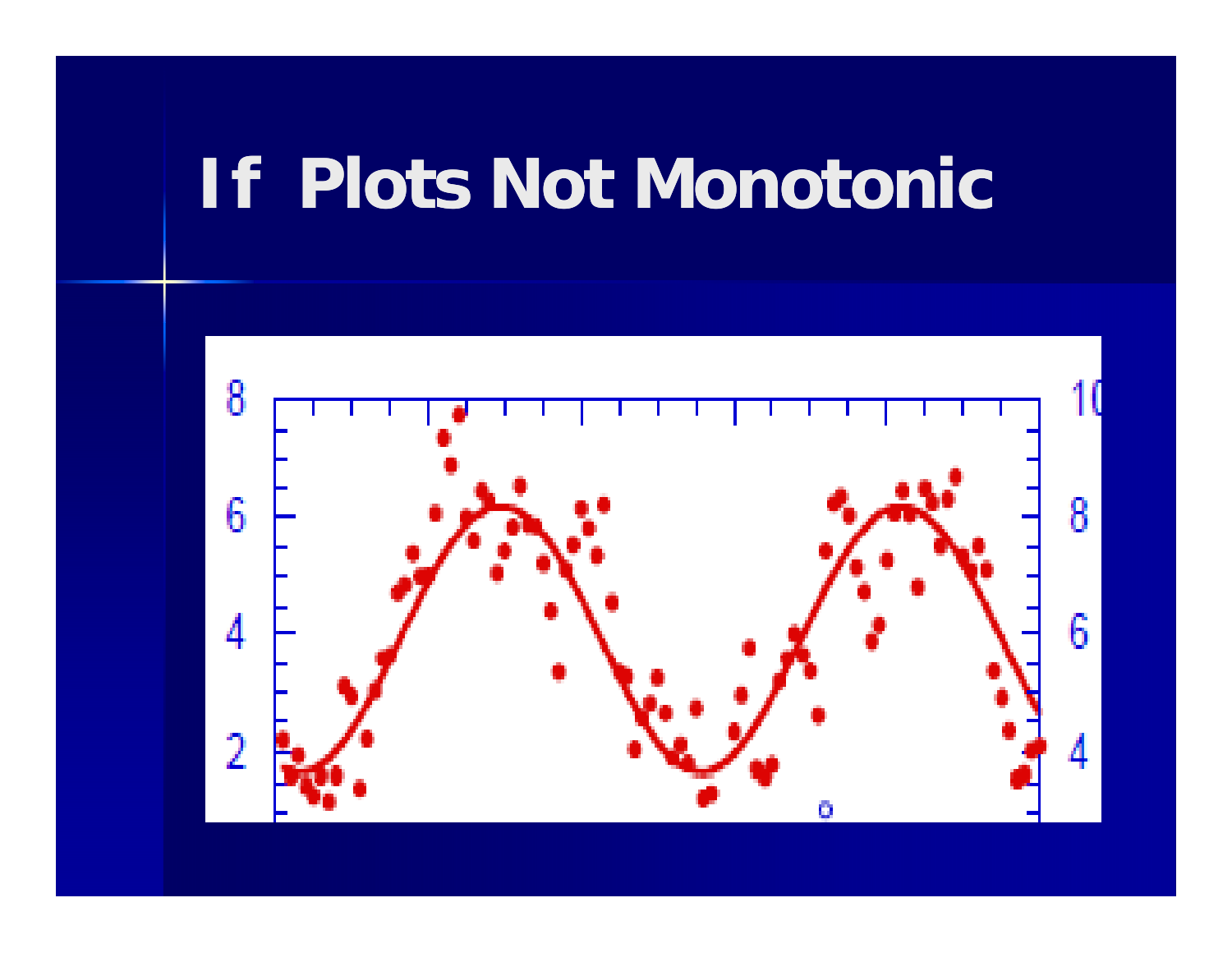# If Plots Not Monotonic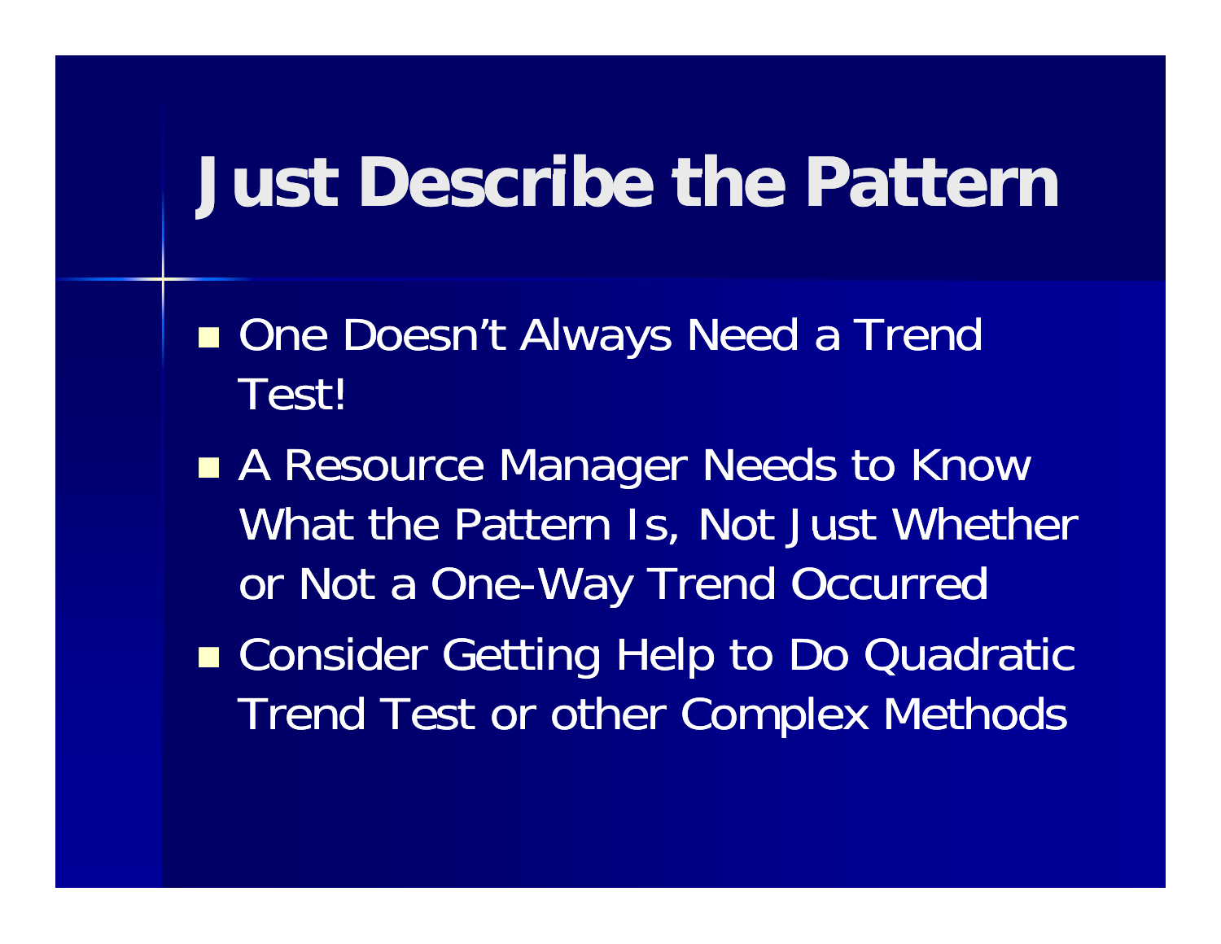# Just Describe the Pattern

- One Doesn't Always Need a Trend Test!
- A Resource Manager Needs to Know What the Pattern Is, Not Just Whether or Not a One-Way Trend Occurred
- Consider Getting Help to Do Quadratic Trend Test or other Complex Methods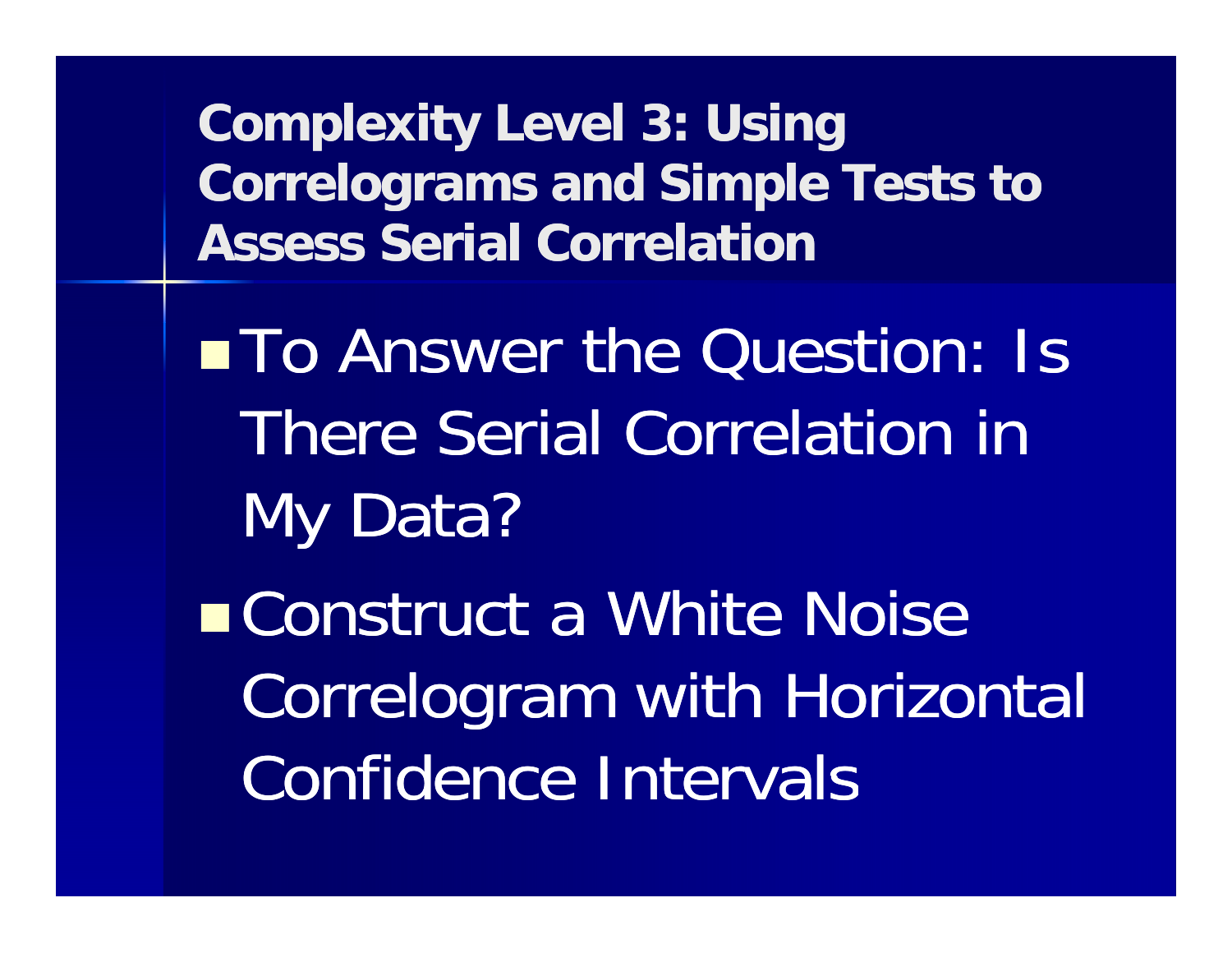## Complexity Level 3: Using Correlograms and Simple Tests to Assess Serial Correlation

- To Answer the Question: Is There Serial Correlation in My Data?
- Construct a White Noise Correlogram with Horizontal Confidence Intervals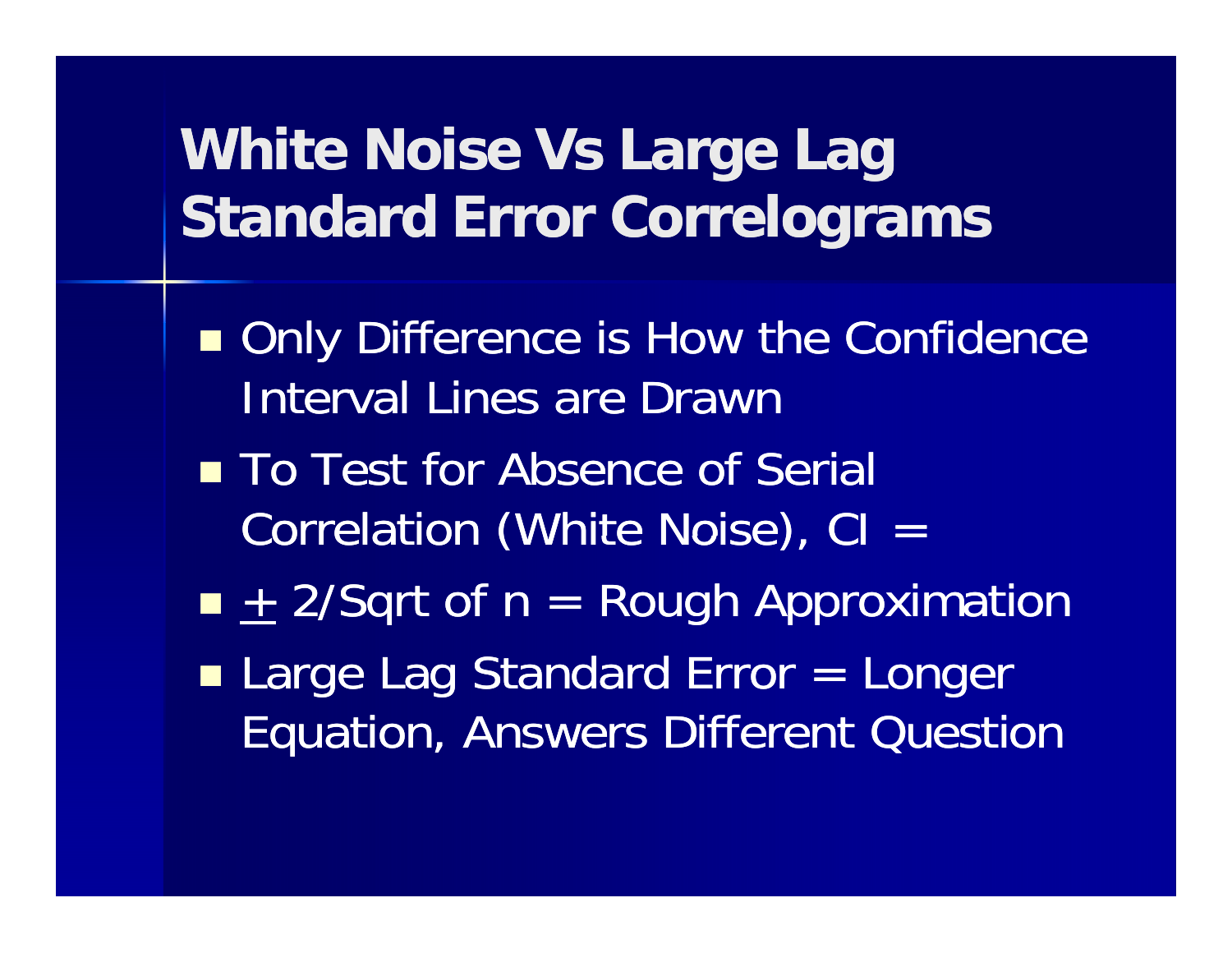# White Noise Vs Large Lag Standard Error Correlograms

- Only Difference is How the Confidence Interval Lines are Drawn
- To Test for Absence of Serial Correlation (White Noise), CI =
- $\pm$ 2/Sqrt of n = Rough Approximation
- Large Lag Standard Error = Longer Equation, Answers Different Question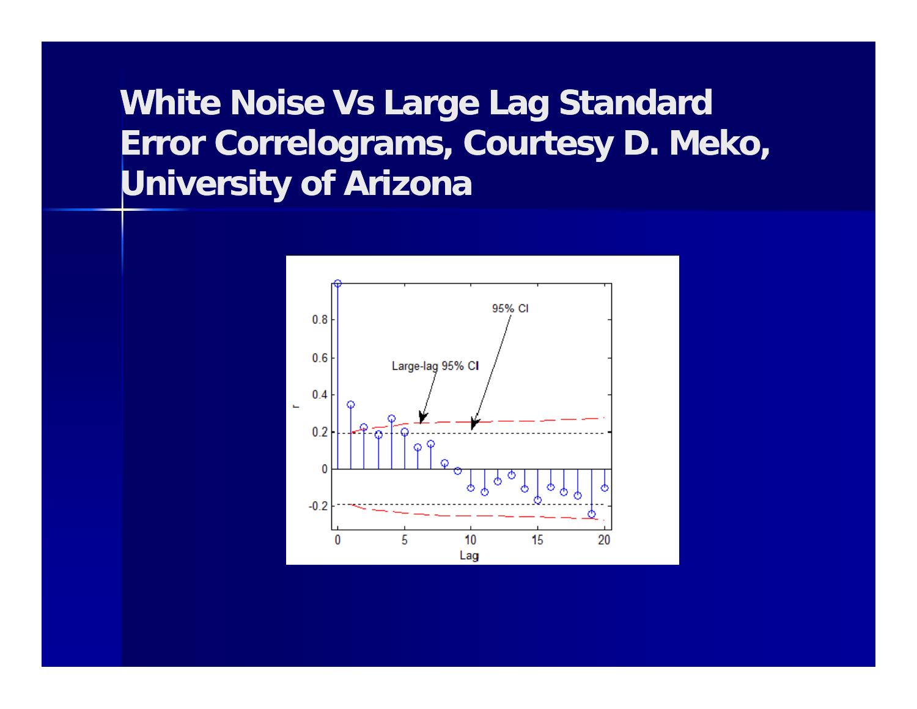# White Noise Vs Large Lag Standard Error Correlograms, Courtesy D. Meko, University of Arizona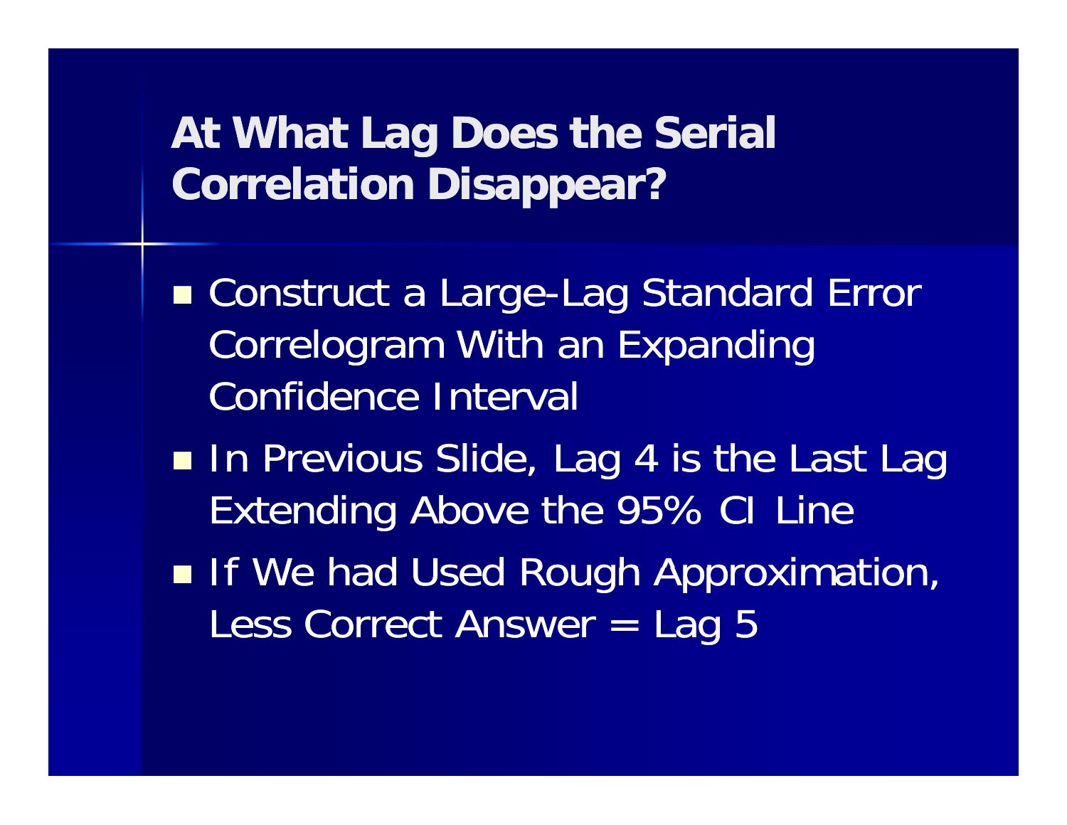# At What Lag Does the Serial Correlation Disappear?

- Construct a Large-Lag Standard Error Correlogram With an Expanding Confidence Interval
- In Previous Slide, Lag 4 is the Last Lag Extending Above the 95% CI Line
- If We had Used Rough Approximation, Less Correct Answer = Lag 5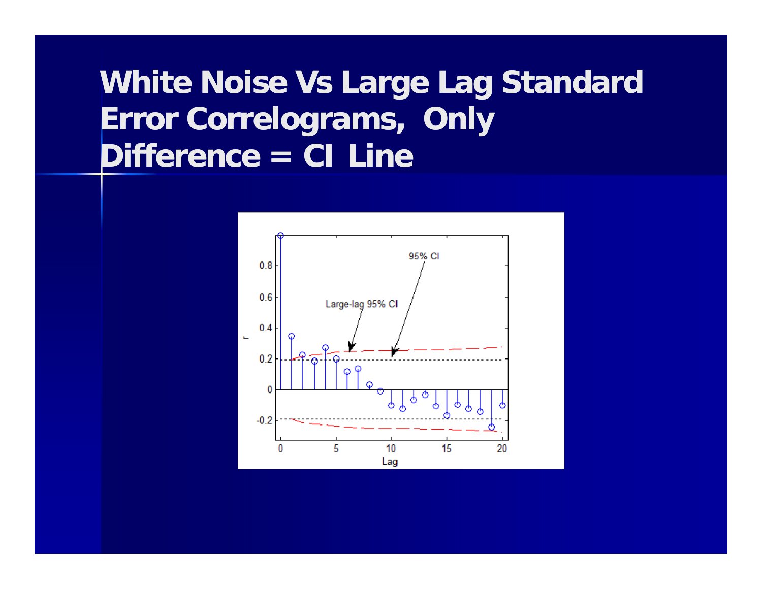# White Noise Vs Large Lag Standard Error Correlograms, Only Difference = CI Line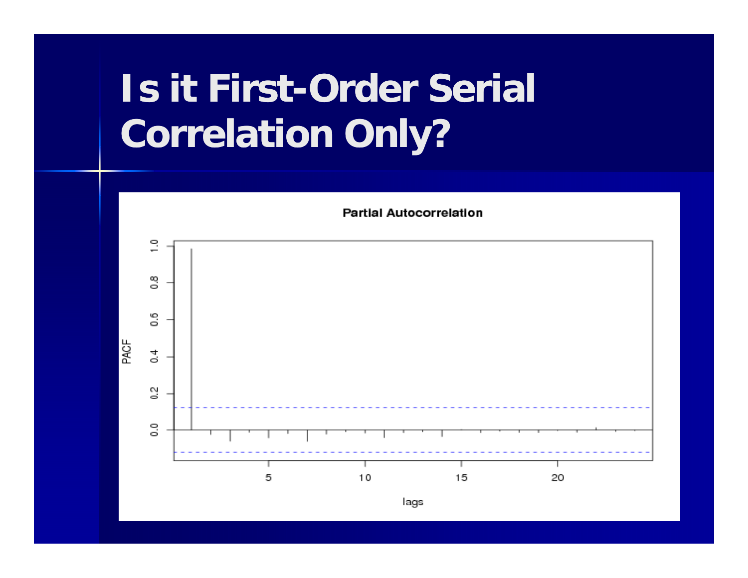# Is it First-Order Serial Correlation Only?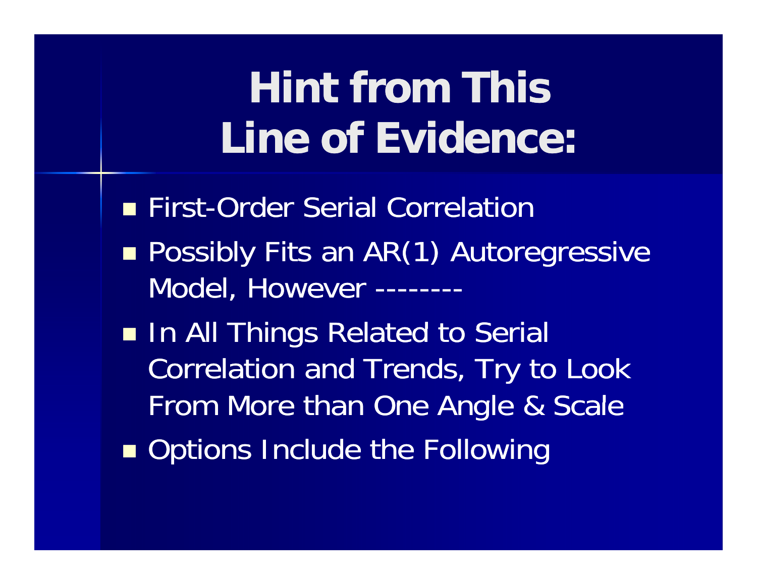# Hint from This Line of Evidence:

- First-Order Serial Correlation
- Possibly Fits an AR(1) Autoregressive Model, However --------
- In All Things Related to Serial Correlation and Trends, Try to Look From More than One Angle & Scale
- Options Include the Following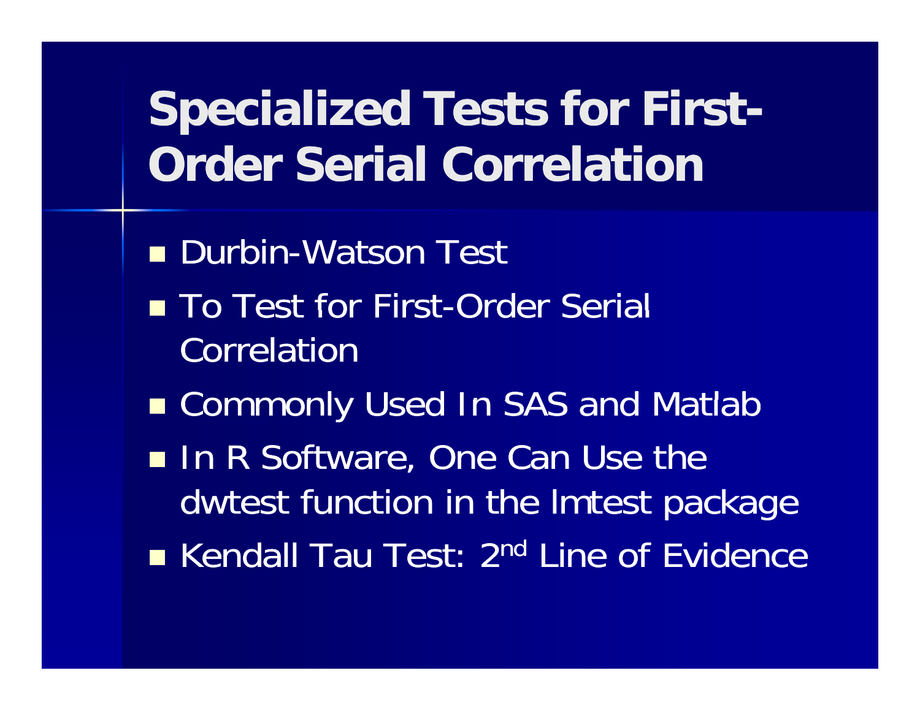# Specialized Tests for First-Order Serial Correlation

- Durbin-Watson Test
- To Test for First-Order Serial Correlation
- Commonly Used In SAS and Matlab
- In R Software, One Can Use the dwtest function in the lmtest package
- Kendall Tau Test: 2nd Line of Evidence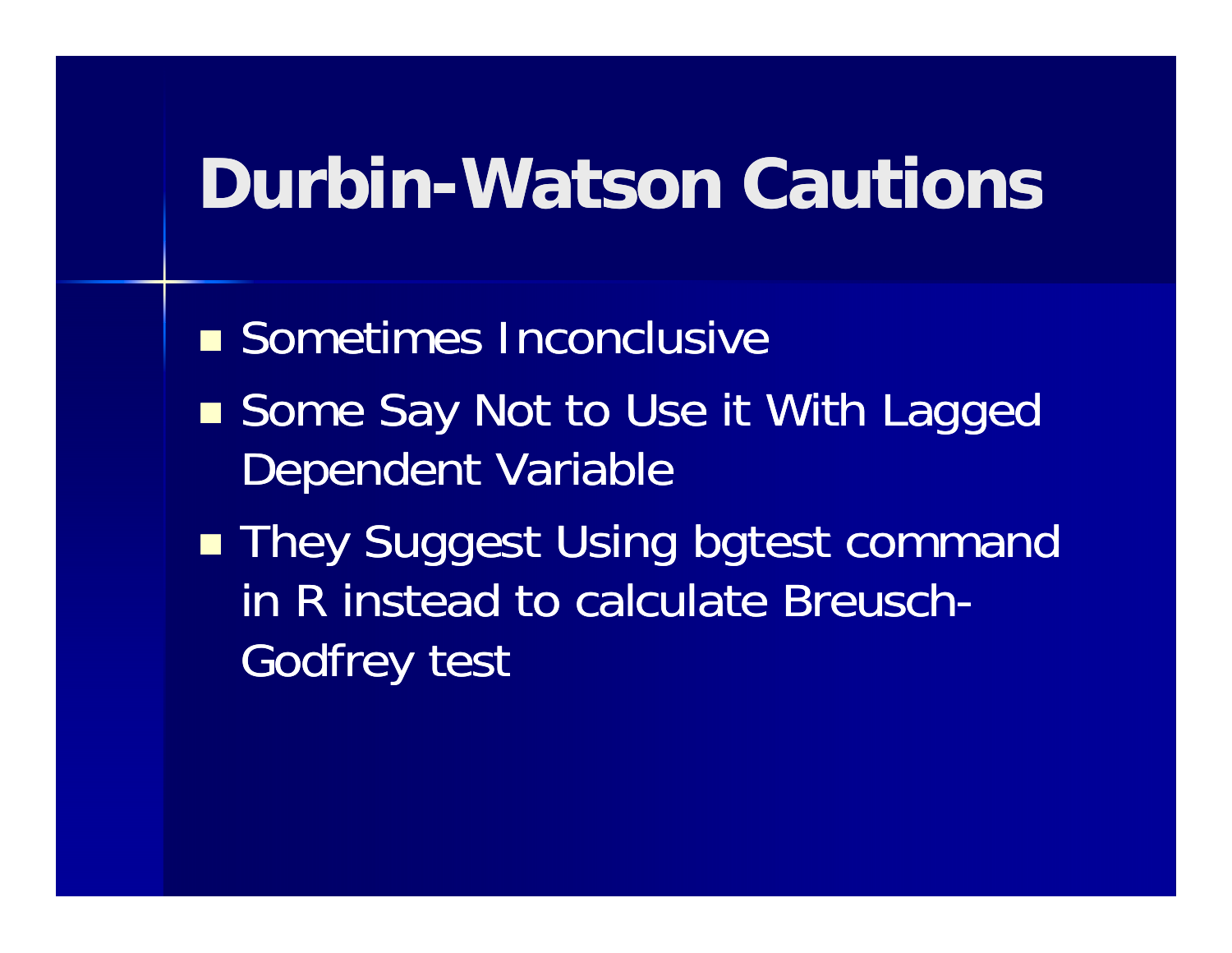# Durbin-Watson Cautions

- Sometimes Inconclusive
- Some Say Not to Use it With Lagged Dependent Variable
- They Suggest Using bgtest command in R instead to calculate Breusch-Godfrey test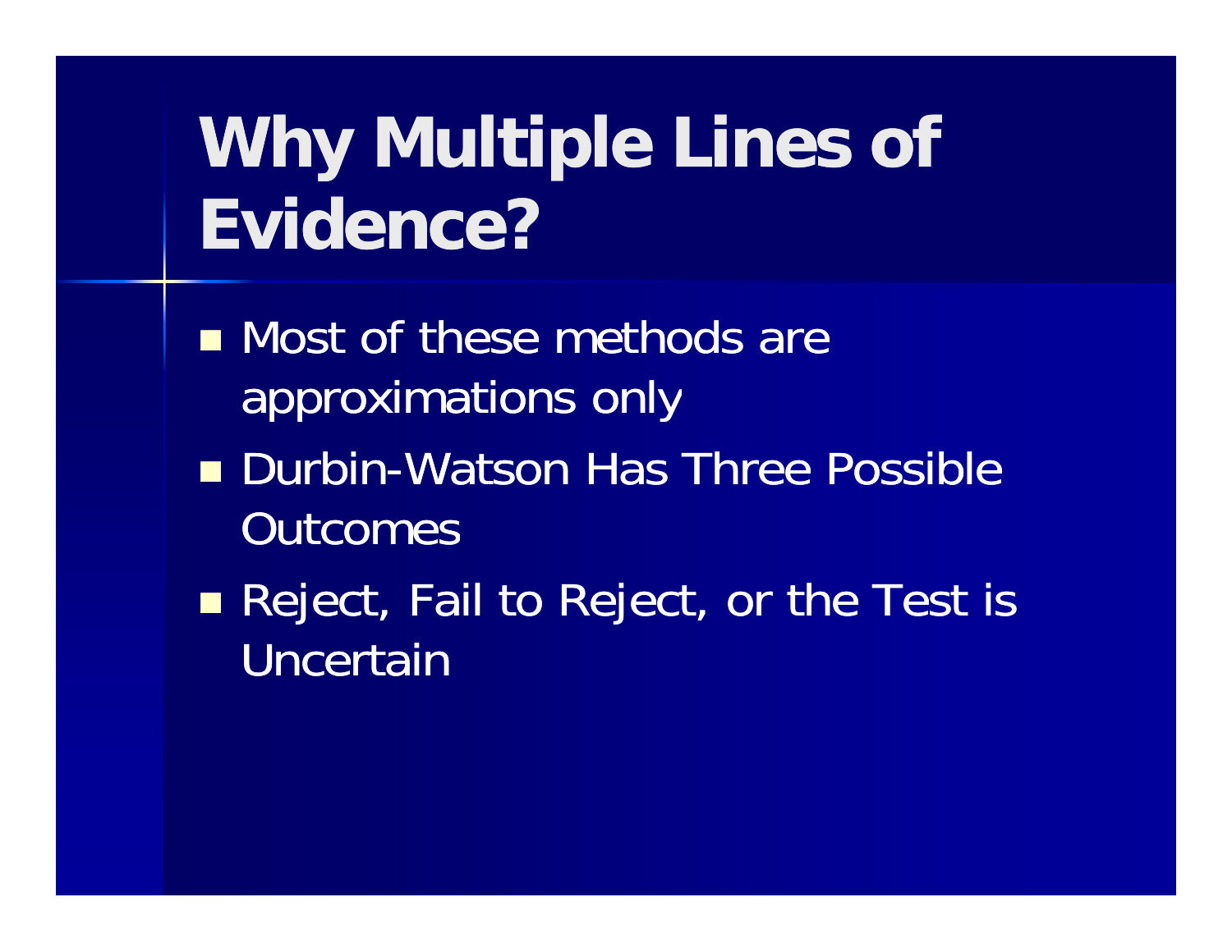# Why Multiple Lines of Evidence?

- Most of these methods are approximations only
- Durbin-Watson Has Three Possible Outcomes
- Reject, Fail to Reject, or the Test is Uncertain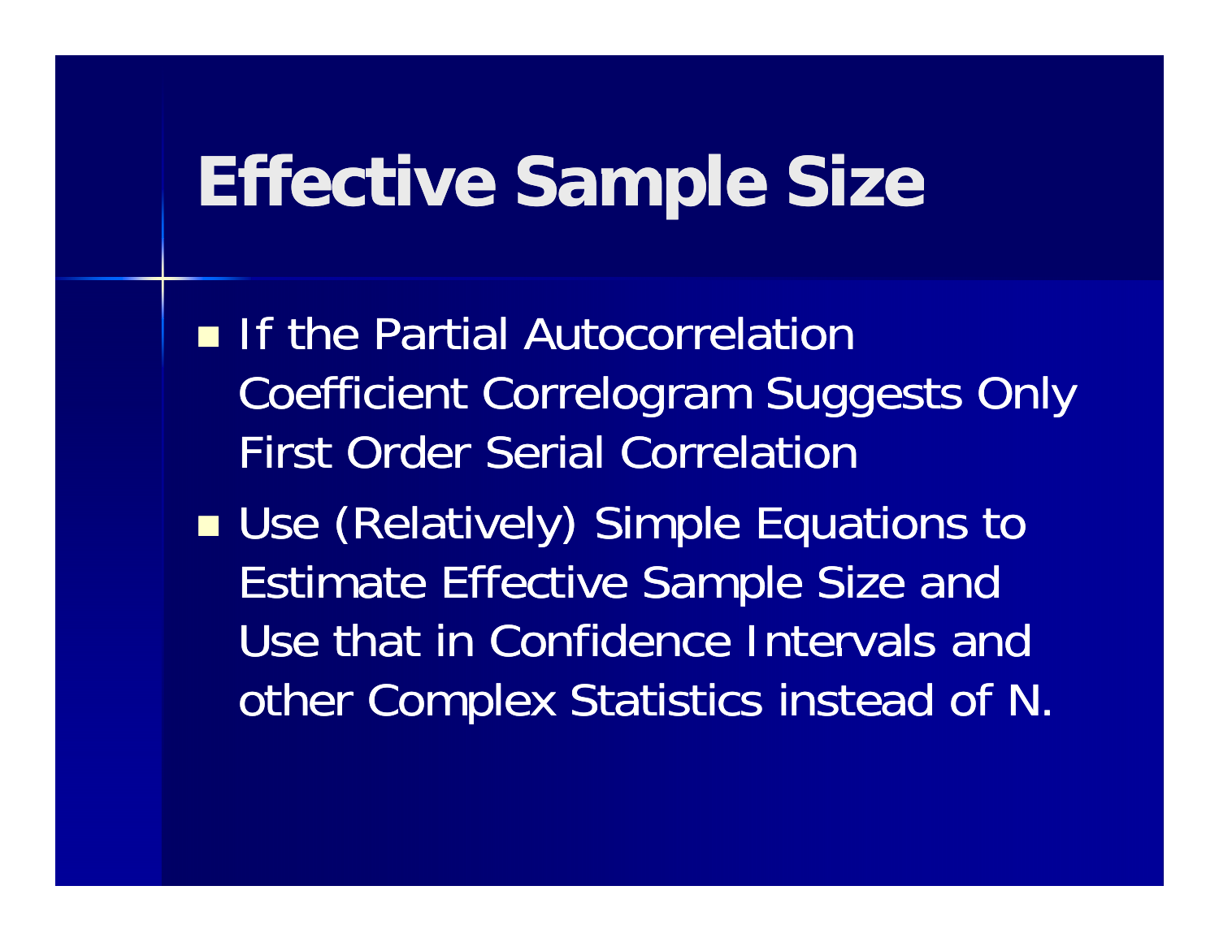# Effective Sample Size

- If the Partial Autocorrelation Coefficient Correlogram Suggests Only First Order Serial Correlation
- Use (Relatively) Simple Equations to Estimate Effective Sample Size and Use that in Confidence Intervals and other Complex Statistics instead of N.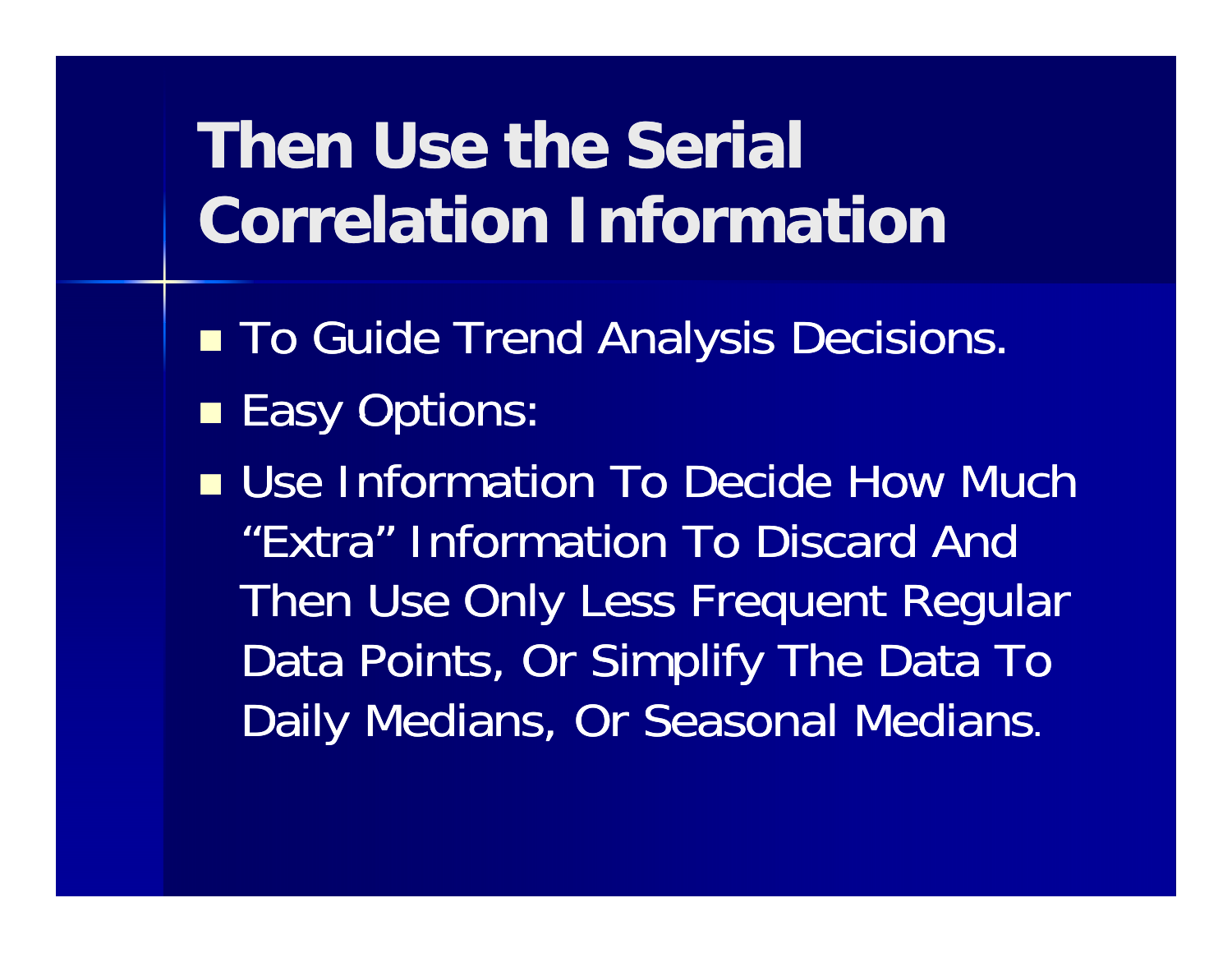# Then Use the Serial Correlation Information

- To Guide Trend Analysis Decisions.
- Easy Options:
- Use Information To Decide How Much "Extra" Information To Discard And Then Use Only Less Frequent Regular Data Points, Or Simplify The Data To Daily Medians, Or Seasonal Medians.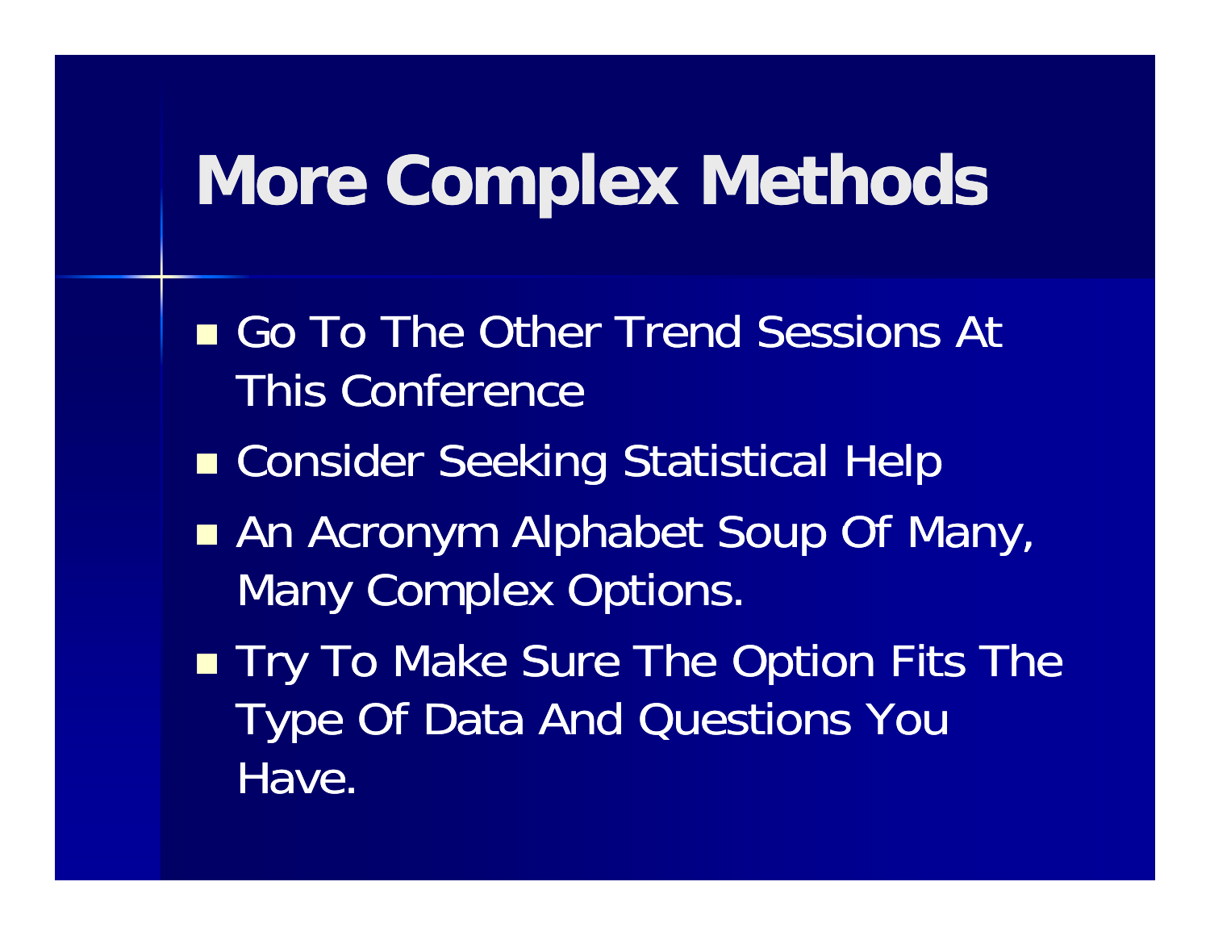# More Complex Methods

- Go To The Other Trend Sessions At This Conference
- Consider Seeking Statistical Help
- An Acronym Alphabet Soup Of Many, Many Complex Options.
- Try To Make Sure The Option Fits The Type Of Data And Questions You Have.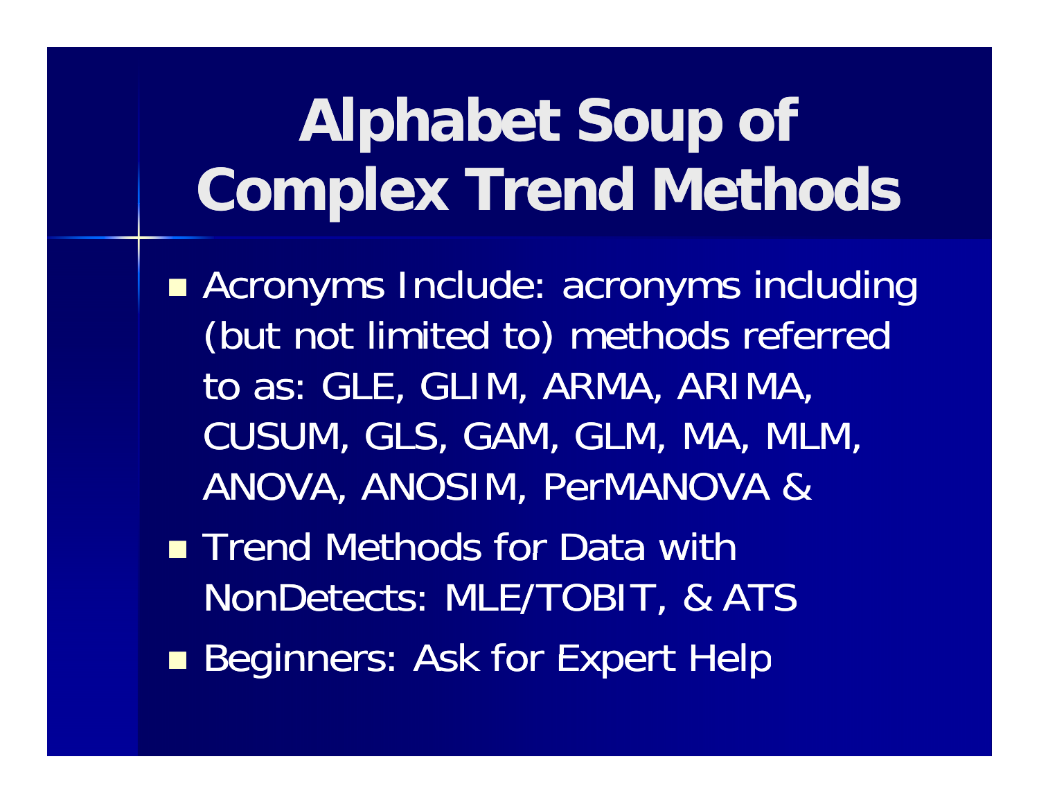# Alphabet Soup of Complex Trend Methods

- Acronyms Include: acronyms including (but not limited to) methods referred to as: GLE, GLIM, ARMA, ARIMA, CUSUM, GLS, GAM, GLM, MA, MLM, ANOVA, ANOSIM, PerMANOVA &
- Trend Methods for Data with NonDetects: MLE/TOBIT, & ATS
- Beginners: Ask for Expert Help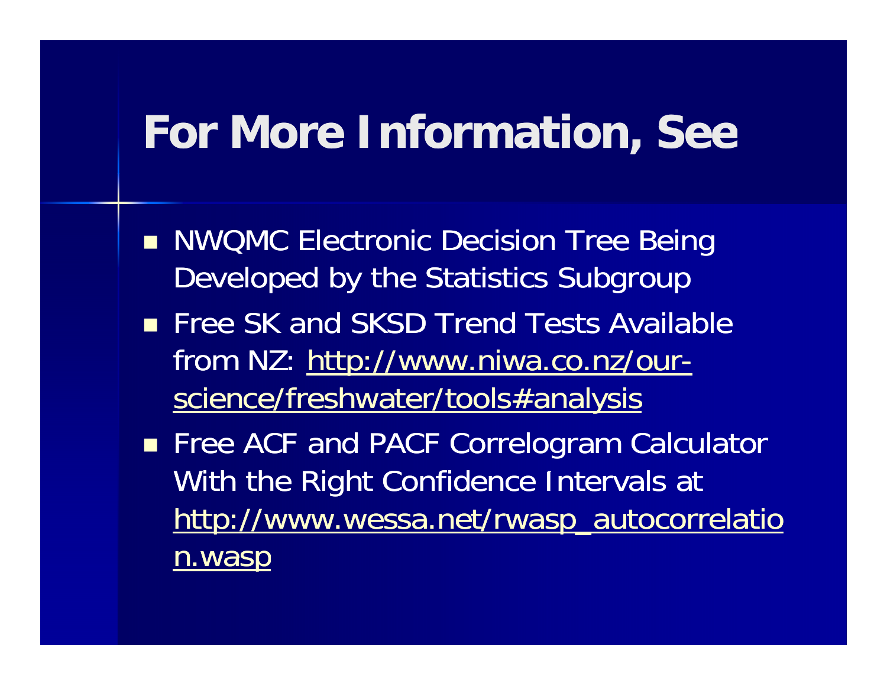# For More Information, See

- NWQMC Electronic Decision Tree Being Developed by the Statistics Subgroup
- Free SK and SKSD Trend Tests Available from NZ: http://www.niwa.co.nz/our-science/freshwater/tools#analysis
- Free ACF and PACF Correlogram Calculator With the Right Confidence Intervals at http://www.wessa.net/rwasp_autocorrelation.wasp